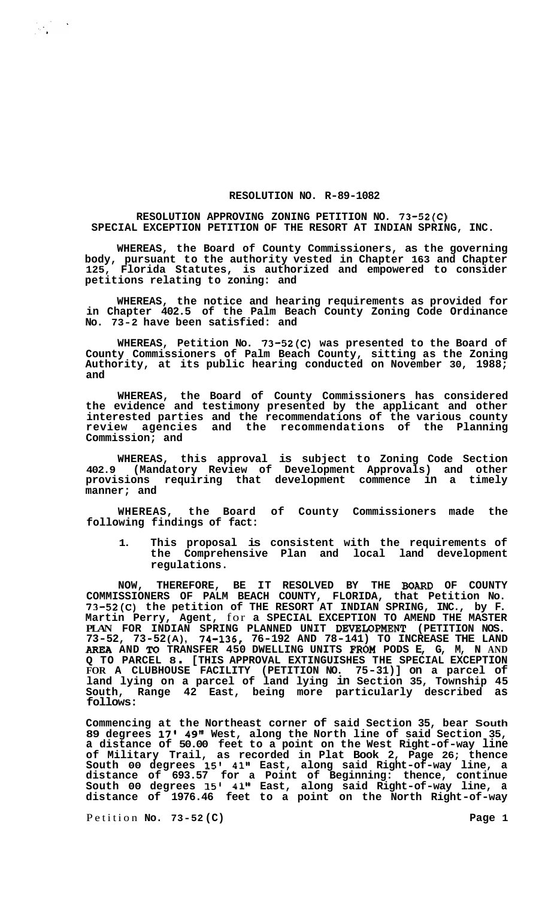**RESOLUTION NO. R-89-1082**

**RESOLUTION APPROVING ZONING PETITION NO. 73-52(C) SPECIAL EXCEPTION PETITION OF THE RESORT AT INDIAN SPRING, INC.**

**WHEREAS, the Board of County Commissioners, as the governing body, pursuant to the authority vested in Chapter 163 and Chapter 125, Florida Statutes, is authorized and empowered to consider petitions relating to zoning: and**

**WHEREAS, the notice and hearing requirements as provided for in Chapter 402.5 of the Palm Beach County Zoning Code Ordinance No. 73-2 have been satisfied: and**

**WHEREAS, Petition No. 73-52(C) was presented to the Board of County Commissioners of Palm Beach County, sitting as the Zoning Authority, at its public hearing conducted on November 30, 1988; and**

**WHEREAS, the Board of County Commissioners has considered the evidence and testimony presented by the applicant and other interested parties and the recommendations of the various county review agencies and the recommendations of the Planning Commission; and**

**WHEREAS, this approval is subject to Zoning Code Section 402.9 (Mandatory Review of Development Approvals) and other provisions requiring that development commence in a timely manner; and**

**WHEREAS, the Board of County Commissioners made the following findings of fact:**

1. **This proposal is consistent with the requirements of the Comprehensive Plan and local land development regulations.**

**NOW, THEREFORE, BE IT RESOLVED BY THE BOARD OF COUNTY COMMISSIONERS OF PALM BEACH COUNTY, FLORIDA, that Petition No. 73-52(C) the petition of THE RESORT AT INDIAN SPRING, INC., by F. Martin Perry, Agent, for a SPECIAL EXCEPTION TO AMEND THE MASTER PLAN FOR INDIAN SPRING PLANNED UNIT DEVELOPMENT (PETITION NOS. 73-52, 73-52(A), 74-136, 76-192 AND 78-141) TO INCREASE THE LAND AREA AND TO TRANSFER 450 DWELLING UNITS FROM PODS E, G, M, N AND Q TO PARCEL 8. [THIS APPROVAL EXTINGUISHES THE SPECIAL EXCEPTION FOR A CLUBHOUSE FACILITY (PETITION NO. 75-31)] on a parcel of land lying on a parcel of land lying in Section 35, Township 45 South, Range 42 East, being more particularly described as follows:**

**Commencing at the Northeast corner of said Section 35, bear South 89 degrees 17' 49" West, along the North line of said Section 35, a distance of 50.00 feet to a point on the West Right-of-way line of Military Trail, as recorded in Plat Book 2, Page 26; thence South 00 degrees 15' 41" East, along said Right-of-way line, a distance of 693.57 for a Point of Beginning: thence, continue South 00 degrees 15' 41" East, along said Right-of-way line, a distance of 1976.46 feet to a point on the North Right-of-way**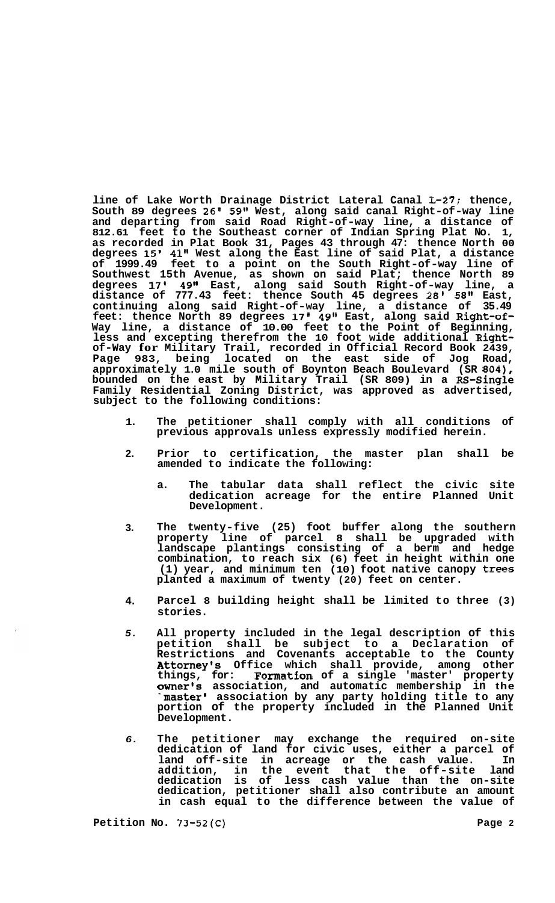line of Lake Worth Drainage District Lateral Canal L-27; thence, South 89 degrees 26' 59" West, along said canal Right-of-way line and departing from said Road Right-of-way line, a distance of 812.61 feet to the Southeast corner of Indian Spring Plat No. 1, as recorded in Plat Book 31, Pages 43 through 47: thence North 00 degrees 15' 41" West along the East line of said Plat, a distance of 1999.49 feet to a point on the South Right-of-way line of Southwest 15th Avenue, as shown on said Plat; thence North 89 degrees 17' 49" East, along said South Right-of-way line, a distance of 777.43 feet: thence South 45 degrees 28' 58" East, continuing along said Right-of-way line, a distance of 35.49 feet: thence North 89 degrees 17' 49" East, along said Right-of-Way line, a distance of 10.00 feet to the Point of Beginning, less and excepting therefrom the 10 foot wide additional Right-of-Way for Military Trail, recorded in Official Record Book 2439, Page 983, being located on the east side of Jog Road, approximately 1.0 mile south of Boynton Beach Boulevard (SR 804), bounded on the east by Military Trail (SR 809) in a RS-Single Family Residential Zoning District, was approved as advertised, subject to the following conditions:

1. The petitioner shall comply with all conditions of previous approvals unless expressly modified herein.

2. Prior to certification, the master plan shall be amended to indicate the following:

   a. The tabular data shall reflect the civic site dedication acreage for the entire Planned Unit Development.

3. The twenty-five (25) foot buffer along the southern property line of parcel 8 shall be upgraded with landscape plantings consisting of a berm and hedge combination, to reach six (6) feet in height within one (1) year, and minimum ten (10) foot native canopy trees planted a maximum of twenty (20) feet on center.

4. Parcel 8 building height shall be limited to three (3) stories.

5. All property included in the legal description of this petition shall be subject to a Declaration of Restrictions and Covenants acceptable to the County Attorney's Office which shall provide, among other things, for: Formation of a single 'master' property owner's association, and automatic membership in the 'master' association by any party holding title to any portion of the property included in the Planned Unit Development.

6. The petitioner may exchange the required on-site dedication of land for civic uses, either a parcel of land off-site in acreage or the cash value. In addition, in the event that the off-site land dedication is of less cash value than the on-site dedication, petitioner shall also contribute an amount in cash equal to the difference between the value of

Petition No. 73-52(C)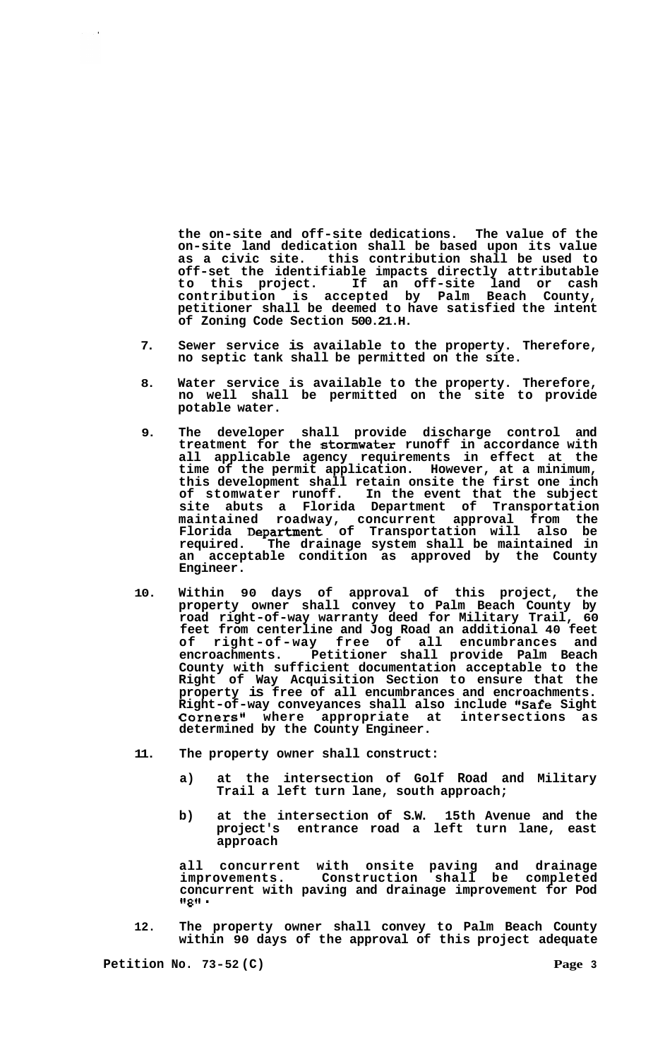the on-site and off-site dedications. The value of the on-site land dedication shall be based upon its value as a civic site. this contribution shall be used to off-set the identifiable impacts directly attributable to this project. If an off-site land or cash contribution is accepted by Palm Beach County, petitioner shall be deemed to have satisfied the intent of Zoning Code Section 500.21.H.

7. Sewer service is available to the property. Therefore, no septic tank shall be permitted on the site.

8. Water service is available to the property. Therefore, no well shall be permitted on the site to provide potable water.

9. The developer shall provide discharge control and treatment for the stormwater runoff in accordance with all applicable agency requirements in effect at the time of the permit application. However, at a minimum, this development shall retain onsite the first one inch of stomwater runoff. In the event that the subject site abuts a Florida Department of Transportation maintained roadway, concurrent approval from the Florida Department of Transportation will also be required. The drainage system shall be maintained in an acceptable condition as approved by the County Engineer.

10. Within 90 days of approval of this project, the property owner shall convey to Palm Beach County by road right-of-way warranty deed for Military Trail, 60 feet from centerline and Jog Road an additional 40 feet of right-of-way free of all encumbrances and encroachments. Petitioner shall provide Palm Beach County with sufficient documentation acceptable to the Right of Way Acquisition Section to ensure that the property is free of all encumbrances and encroachments. Right-of-way conveyances shall also include "Safe Sight Corners" where appropriate at intersections as determined by the County Engineer.

11. The property owner shall construct:

    a) at the intersection of Golf Road and Military Trail a left turn lane, south approach;

    b) at the intersection of S.W. 15th Avenue and the project's entrance road a left turn lane, east approach

    all concurrent with onsite paving and drainage improvements. Construction shall be completed concurrent with paving and drainage improvement for Pod "8".

12. The property owner shall convey to Palm Beach County within 90 days of the approval of this project adequate

Petition No. 73-52(C)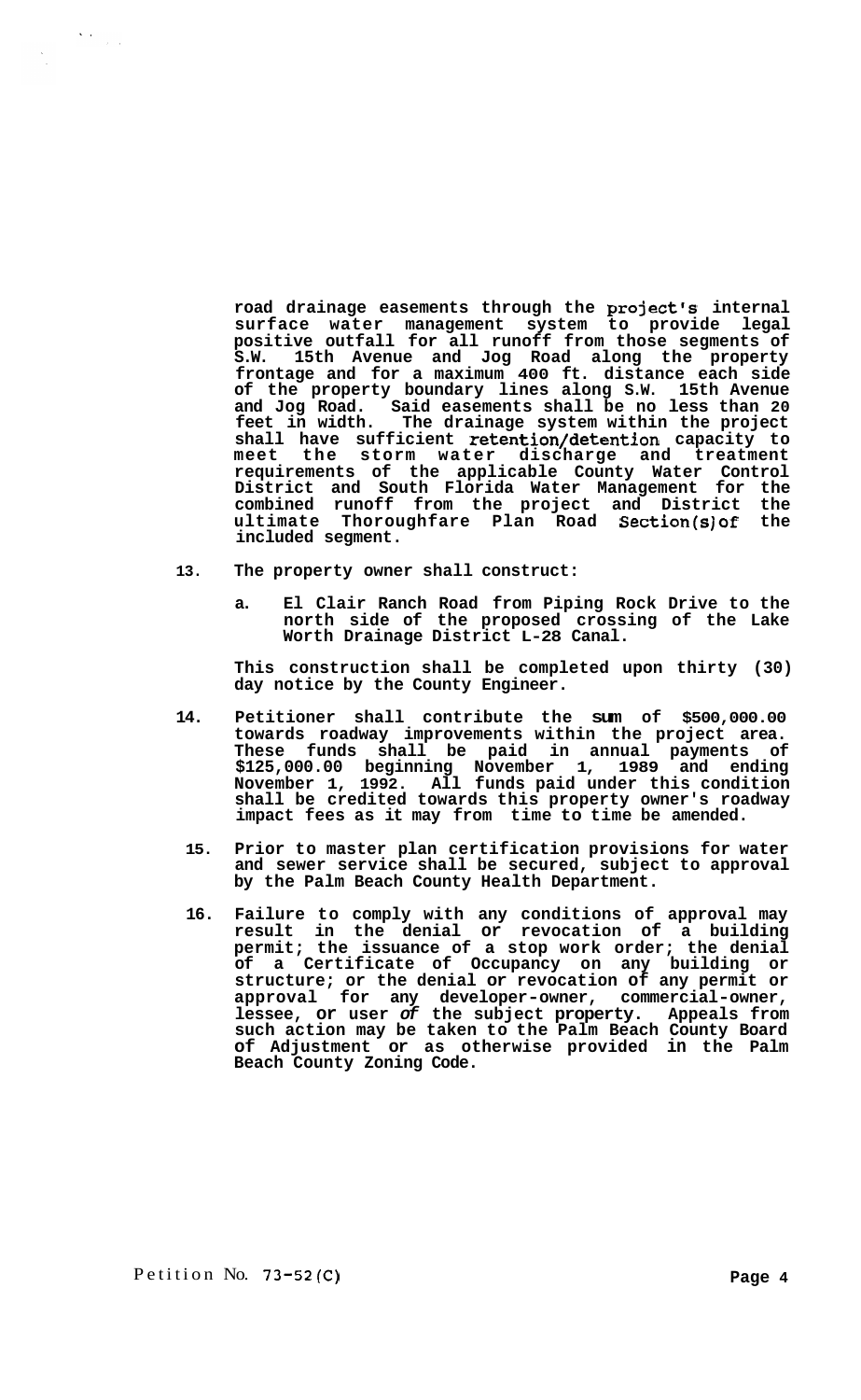road drainage easements through the project's internal surface water management system to provide legal positive outfall for all runoff from those segments of S.W. 15th Avenue and Jog Road along the property frontage and for a maximum 400 ft. distance each side of the property boundary lines along S.W. 15th Avenue and Jog Road. Said easements shall be no less than 20 feet in width. The drainage system within the project shall have sufficient retention/detention capacity to meet the storm water discharge and treatment requirements of the applicable County Water Control District and South Florida Water Management for the combined runoff from the project and District the ultimate Thoroughfare Plan Road Section(s) of the included segment.

13. The property owner shall construct:

    a. El Clair Ranch Road from Piping Rock Drive to the north side of the proposed crossing of the Lake Worth Drainage District L-28 Canal.

    This construction shall be completed upon thirty (30) day notice by the County Engineer.

14. Petitioner shall contribute the sum of $500,000.00 towards roadway improvements within the project area. These funds shall be paid in annual payments of $125,000.00 beginning November 1, 1989 and ending November 1, 1992. All funds paid under this condition shall be credited towards this property owner's roadway impact fees as it may from time to time be amended.

15. Prior to master plan certification provisions for water and sewer service shall be secured, subject to approval by the Palm Beach County Health Department.

16. Failure to comply with any conditions of approval may result in the denial or revocation of a building permit; the issuance of a stop work order; the denial of a Certificate of Occupancy on any building or structure; or the denial or revocation of any permit or approval for any developer-owner, commercial-owner, lessee, or user of the subject property. Appeals from such action may be taken to the Palm Beach County Board of Adjustment or as otherwise provided in the Palm Beach County Zoning Code.

Petition No. 73-52(C)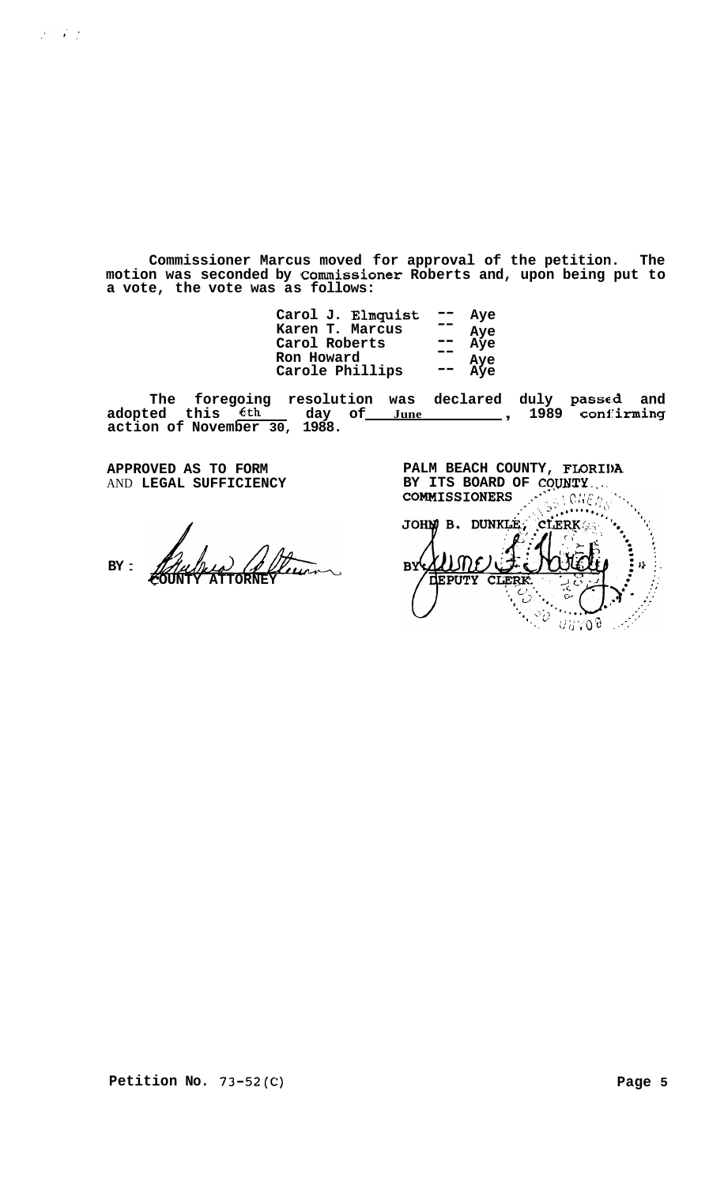Commissioner Marcus moved for approval of the petition. The motion was seconded by Commissioner Roberts and, upon being put to a vote, the vote was as follows:

| | | |
|---|---|---|
| Carol J. Elmquist | -- | Aye |
| Karen T. Marcus | -- | Aye |
| Carol Roberts | -- | Aye |
| Ron Howard | -- | Aye |
| Carole Phillips | -- | Aye |

The foregoing resolution was declared duly passed and adopted this 6th day of June, 1989 confirming action of November 30, 1988.

**APPROVED AS TO FORM AND LEGAL SUFFICIENCY**

BY: COUNTY ATTORNEY

**PALM BEACH COUNTY, FLORIDA BY ITS BOARD OF COUNTY COMMISSIONERS**

JOHN B. DUNKLE, CLERK

BY: DEPUTY CLERK

Petition No. 73-52(C)